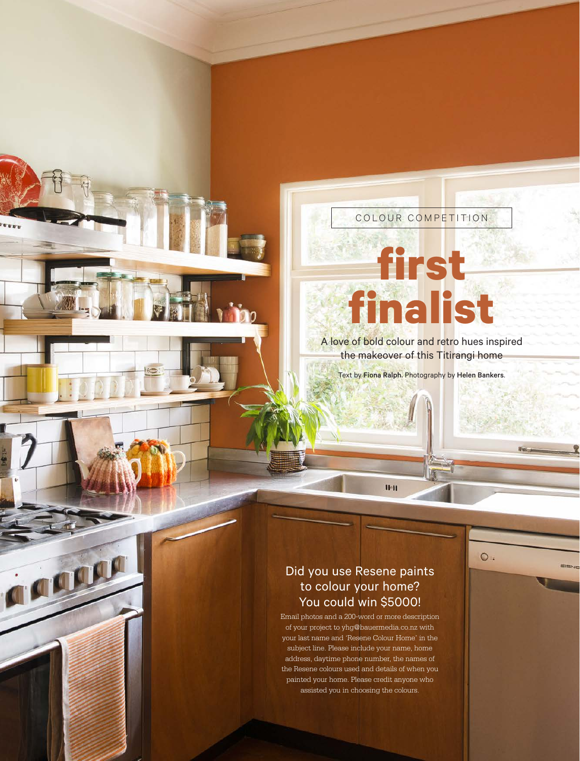COLOUR COMPETITION

# first finalist

A love of bold colour and retro hues inspired the makeover of this Titirangi home

Text by **Fiona Ralph.** Photography by **Helen Bankers.**

## Did you use Resene paints to colour your home? You could win $5000!

Email photos and a 200-word or more description of your project to yhg@bauermedia.co.nz with your last name and 'Resene Colour Home' in the subject line. Please include your name, home address, daytime phone number, the names of the Resene colours used and details of when you painted your home. Please credit anyone who assisted you in choosing the colours.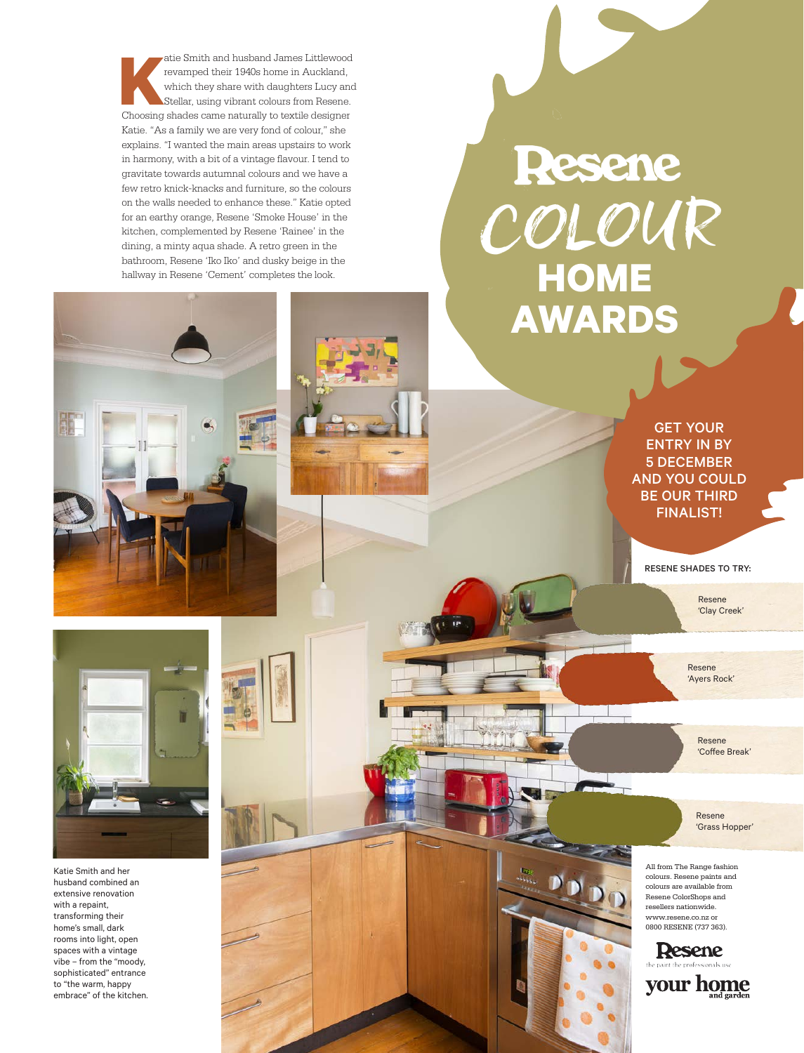# Resene COLOUR HOME AWARDS

Katie Smith and husband James Littlewood revamped their 1940s home in Auckland, which they share with daughters Lucy and Stellar, using vibrant colours from Resene. Choosing shades came naturally to textile designer Katie. "As a family we are very fond of colour," she explains. "I wanted the main areas upstairs to work in harmony, with a bit of a vintage flavour. I tend to gravitate towards autumnal colours and we have a few retro knick-knacks and furniture, so the colours on the walls needed to enhance these." Katie opted for an earthy orange, Resene 'Smoke House' in the kitchen, complemented by Resene 'Rainee' in the dining, a minty aqua shade. A retro green in the bathroom, Resene 'Iko Iko' and dusky beige in the hallway in Resene 'Cement' completes the look.

**GET YOUR ENTRY IN BY 5 DECEMBER AND YOU COULD BE OUR THIRD FINALIST!**

**RESENE SHADES TO TRY:**

- Resene 'Clay Creek'
- Resene 'Ayers Rock'
- Resene 'Coffee Break'
- Resene 'Grass Hopper'

All from The Range fashion colours. Resene paints and colours are available from Resene ColorShops and resellers nationwide. www.resene.co.nz or 0800 RESENE (737 363).

Katie Smith and her husband combined an extensive renovation with a repaint, transforming their home's small, dark rooms into light, open spaces with a vintage vibe – from the "moody, sophisticated" entrance to "the warm, happy embrace" of the kitchen.

Resene the paint the professionals use

your home and garden